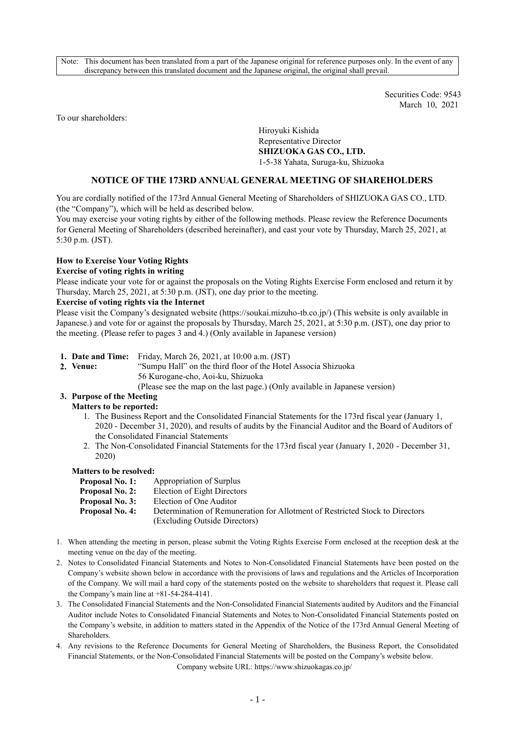Note: This document has been translated from a part of the Japanese original for reference purposes only. In the event of any discrepancy between this translated document and the Japanese original, the original shall prevail.

Securities Code: 9543
March 10, 2021

To our shareholders:

Hiroyuki Kishida
Representative Director
**SHIZUOKA GAS CO., LTD.**
1-5-38 Yahata, Suruga-ku, Shizuoka

## NOTICE OF THE 173RD ANNUAL GENERAL MEETING OF SHAREHOLDERS

You are cordially notified of the 173rd Annual General Meeting of Shareholders of SHIZUOKA GAS CO., LTD. (the "Company"), which will be held as described below.

You may exercise your voting rights by either of the following methods. Please review the Reference Documents for General Meeting of Shareholders (described hereinafter), and cast your vote by Thursday, March 25, 2021, at 5:30 p.m. (JST).

**How to Exercise Your Voting Rights**

**Exercise of voting rights in writing**

Please indicate your vote for or against the proposals on the Voting Rights Exercise Form enclosed and return it by Thursday, March 25, 2021, at 5:30 p.m. (JST), one day prior to the meeting.

**Exercise of voting rights via the Internet**

Please visit the Company's designated website (https://soukai.mizuho-tb.co.jp/) (This website is only available in Japanese.) and vote for or against the proposals by Thursday, March 25, 2021, at 5:30 p.m. (JST), one day prior to the meeting. (Please refer to pages 3 and 4.) (Only available in Japanese version)

1. **Date and Time:** Friday, March 26, 2021, at 10:00 a.m. (JST)
2. **Venue:** "Sumpu Hall" on the third floor of the Hotel Associa Shizuoka
   56 Kurogane-cho, Aoi-ku, Shizuoka
   (Please see the map on the last page.) (Only available in Japanese version)
3. **Purpose of the Meeting**

   **Matters to be reported:**

   1. The Business Report and the Consolidated Financial Statements for the 173rd fiscal year (January 1, 2020 - December 31, 2020), and results of audits by the Financial Auditor and the Board of Auditors of the Consolidated Financial Statements
   2. The Non-Consolidated Financial Statements for the 173rd fiscal year (January 1, 2020 - December 31, 2020)

   **Matters to be resolved:**

   **Proposal No. 1:** Appropriation of Surplus
   **Proposal No. 2:** Election of Eight Directors
   **Proposal No. 3:** Election of One Auditor
   **Proposal No. 4:** Determination of Remuneration for Allotment of Restricted Stock to Directors (Excluding Outside Directors)

1. When attending the meeting in person, please submit the Voting Rights Exercise Form enclosed at the reception desk at the meeting venue on the day of the meeting.
2. Notes to Consolidated Financial Statements and Notes to Non-Consolidated Financial Statements have been posted on the Company's website shown below in accordance with the provisions of laws and regulations and the Articles of Incorporation of the Company. We will mail a hard copy of the statements posted on the website to shareholders that request it. Please call the Company's main line at +81-54-284-4141.
3. The Consolidated Financial Statements and the Non-Consolidated Financial Statements audited by Auditors and the Financial Auditor include Notes to Consolidated Financial Statements and Notes to Non-Consolidated Financial Statements posted on the Company's website, in addition to matters stated in the Appendix of the Notice of the 173rd Annual General Meeting of Shareholders.
4. Any revisions to the Reference Documents for General Meeting of Shareholders, the Business Report, the Consolidated Financial Statements, or the Non-Consolidated Financial Statements will be posted on the Company's website below.
   Company website URL: https://www.shizuokagas.co.jp/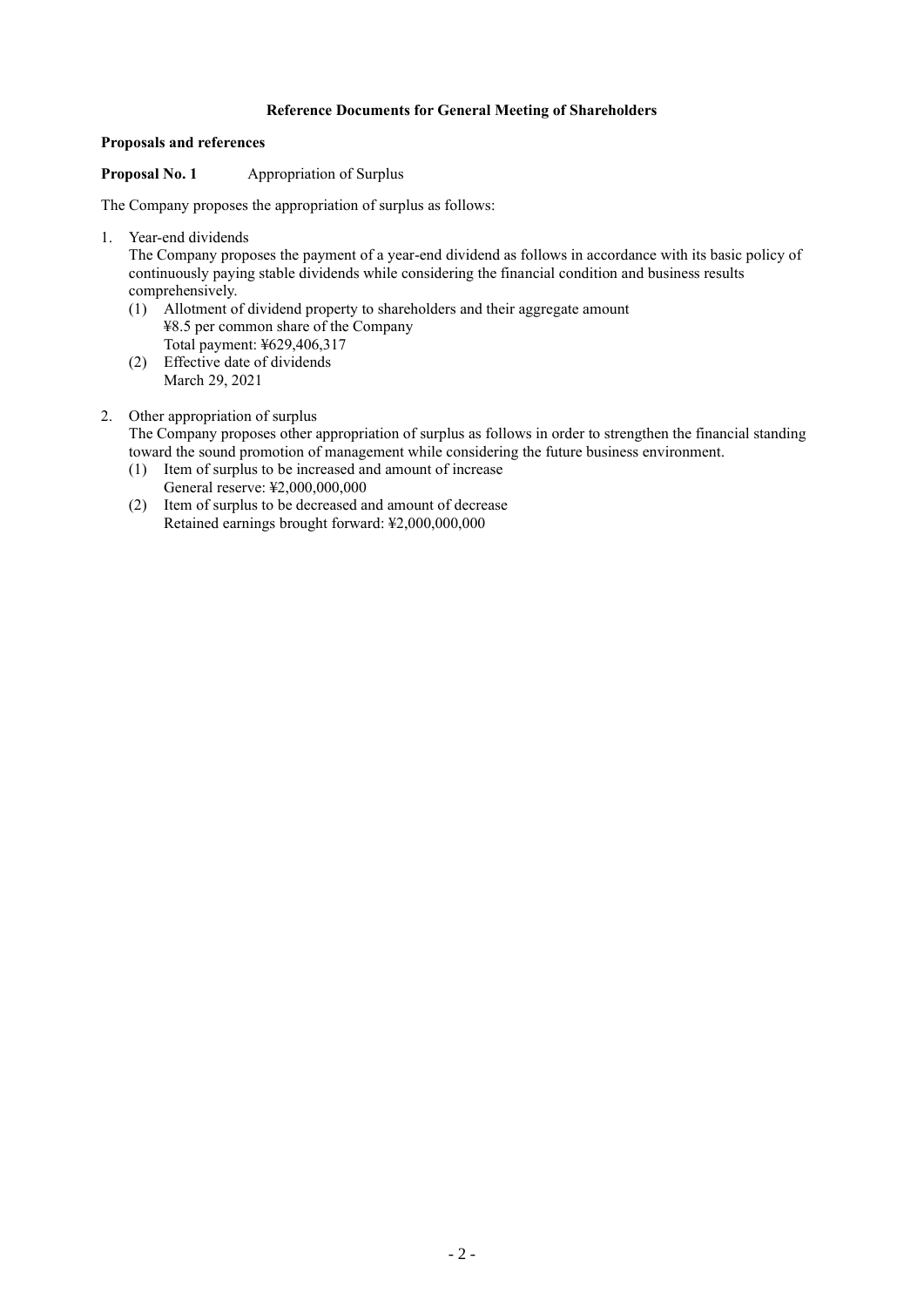# Reference Documents for General Meeting of Shareholders

## Proposals and references

**Proposal No. 1** Appropriation of Surplus

The Company proposes the appropriation of surplus as follows:

1. Year-end dividends

   The Company proposes the payment of a year-end dividend as follows in accordance with its basic policy of continuously paying stable dividends while considering the financial condition and business results comprehensively.

   (1) Allotment of dividend property to shareholders and their aggregate amount
       ¥8.5 per common share of the Company
       Total payment: ¥629,406,317

   (2) Effective date of dividends
       March 29, 2021

2. Other appropriation of surplus

   The Company proposes other appropriation of surplus as follows in order to strengthen the financial standing toward the sound promotion of management while considering the future business environment.

   (1) Item of surplus to be increased and amount of increase
       General reserve: ¥2,000,000,000

   (2) Item of surplus to be decreased and amount of decrease
       Retained earnings brought forward: ¥2,000,000,000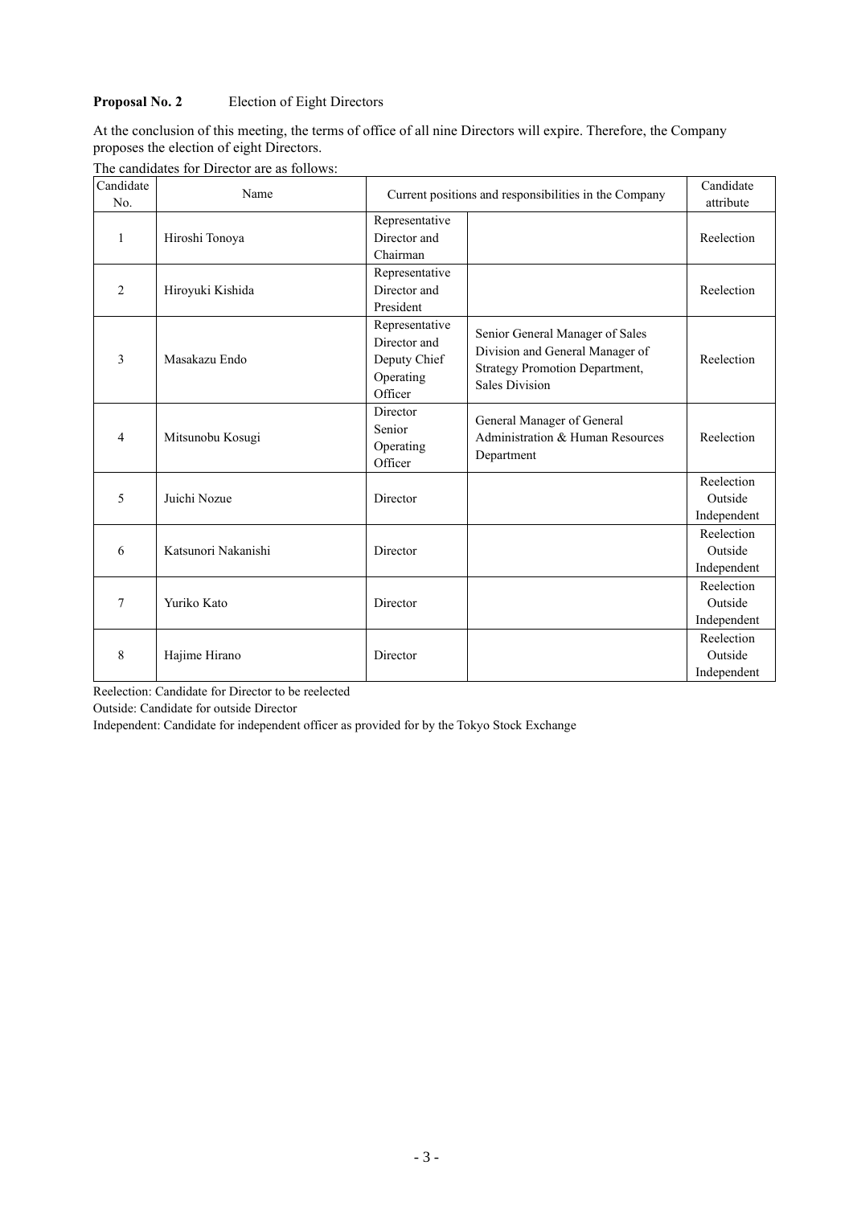**Proposal No. 2** Election of Eight Directors

At the conclusion of this meeting, the terms of office of all nine Directors will expire. Therefore, the Company proposes the election of eight Directors.

The candidates for Director are as follows:

| Candidate No. | Name | Current positions and responsibilities in the Company | | Candidate attribute |
|---|---|---|---|---|
| 1 | Hiroshi Tonoya | Representative Director and Chairman | | Reelection |
| 2 | Hiroyuki Kishida | Representative Director and President | | Reelection |
| 3 | Masakazu Endo | Representative Director and Deputy Chief Operating Officer | Senior General Manager of Sales Division and General Manager of Strategy Promotion Department, Sales Division | Reelection |
| 4 | Mitsunobu Kosugi | Director Senior Operating Officer | General Manager of General Administration & Human Resources Department | Reelection |
| 5 | Juichi Nozue | Director | | Reelection Outside Independent |
| 6 | Katsunori Nakanishi | Director | | Reelection Outside Independent |
| 7 | Yuriko Kato | Director | | Reelection Outside Independent |
| 8 | Hajime Hirano | Director | | Reelection Outside Independent |

Reelection: Candidate for Director to be reelected

Outside: Candidate for outside Director

Independent: Candidate for independent officer as provided for by the Tokyo Stock Exchange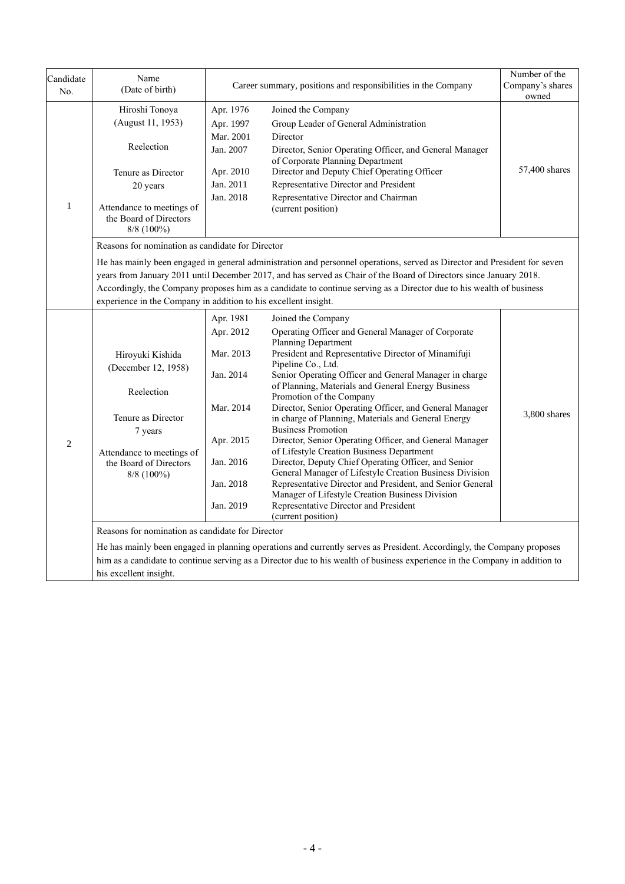| Candidate No. | Name (Date of birth) | Career summary, positions and responsibilities in the Company | | Number of the Company's shares owned |
|---|---|---|---|---|
| 1 | Hiroshi Tonoya (August 11, 1953)<br><br>Reelection<br><br>Tenure as Director 20 years<br><br>Attendance to meetings of the Board of Directors 8/8 (100%) | Apr. 1976<br>Apr. 1997<br>Mar. 2001<br>Jan. 2007<br><br>Apr. 2010<br>Jan. 2011<br>Jan. 2018 | Joined the Company<br>Group Leader of General Administration<br>Director<br>Director, Senior Operating Officer, and General Manager of Corporate Planning Department<br>Director and Deputy Chief Operating Officer<br>Representative Director and President<br>Representative Director and Chairman (current position) | 57,400 shares |
| | Reasons for nomination as candidate for Director<br><br>He has mainly been engaged in general administration and personnel operations, served as Director and President for seven years from January 2011 until December 2017, and has served as Chair of the Board of Directors since January 2018. Accordingly, the Company proposes him as a candidate to continue serving as a Director due to his wealth of business experience in the Company in addition to his excellent insight. | | | |
| 2 | Hiroyuki Kishida (December 12, 1958)<br><br>Reelection<br><br>Tenure as Director 7 years<br><br>Attendance to meetings of the Board of Directors 8/8 (100%) | Apr. 1981<br>Apr. 2012<br><br>Mar. 2013<br><br>Jan. 2014<br><br><br>Mar. 2014<br><br><br>Apr. 2015<br><br>Jan. 2016<br><br>Jan. 2018<br><br>Jan. 2019 | Joined the Company<br>Operating Officer and General Manager of Corporate Planning Department<br>President and Representative Director of Minamifuji Pipeline Co., Ltd.<br>Senior Operating Officer and General Manager in charge of Planning, Materials and General Energy Business Promotion of the Company<br>Director, Senior Operating Officer, and General Manager in charge of Planning, Materials and General Energy Business Promotion<br>Director, Senior Operating Officer, and General Manager of Lifestyle Creation Business Department<br>Director, Deputy Chief Operating Officer, and Senior General Manager of Lifestyle Creation Business Division<br>Representative Director and President, and Senior General Manager of Lifestyle Creation Business Division<br>Representative Director and President (current position) | 3,800 shares |
| | Reasons for nomination as candidate for Director<br><br>He has mainly been engaged in planning operations and currently serves as President. Accordingly, the Company proposes him as a candidate to continue serving as a Director due to his wealth of business experience in the Company in addition to his excellent insight. | | | |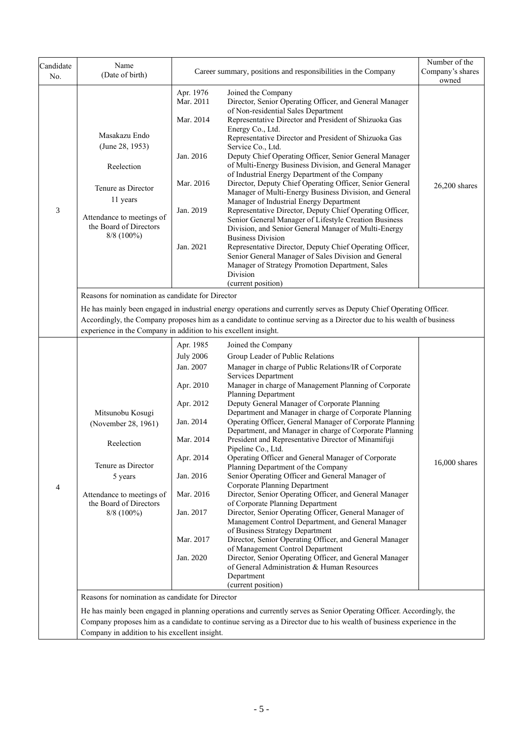| Candidate No. | Name (Date of birth) | Career summary, positions and responsibilities in the Company | | Number of the Company's shares owned |
|---|---|---|---|---|
| 3 | Masakazu Endo (June 28, 1953) Reelection Tenure as Director 11 years Attendance to meetings of the Board of Directors 8/8 (100%) | Apr. 1976 | Joined the Company | 26,200 shares |
| | | Mar. 2011 | Director, Senior Operating Officer, and General Manager of Non-residential Sales Department | |
| | | Mar. 2014 | Representative Director and President of Shizuoka Gas Energy Co., Ltd. Representative Director and President of Shizuoka Gas Service Co., Ltd. | |
| | | Jan. 2016 | Deputy Chief Operating Officer, Senior General Manager of Multi-Energy Business Division, and General Manager of Industrial Energy Department of the Company | |
| | | Mar. 2016 | Director, Deputy Chief Operating Officer, Senior General Manager of Multi-Energy Business Division, and General Manager of Industrial Energy Department | |
| | | Jan. 2019 | Representative Director, Deputy Chief Operating Officer, Senior General Manager of Lifestyle Creation Business Division, and Senior General Manager of Multi-Energy Business Division | |
| | | Jan. 2021 | Representative Director, Deputy Chief Operating Officer, Senior General Manager of Sales Division and General Manager of Strategy Promotion Department, Sales Division (current position) | |
| | Reasons for nomination as candidate for Director<br>He has mainly been engaged in industrial energy operations and currently serves as Deputy Chief Operating Officer. Accordingly, the Company proposes him as a candidate to continue serving as a Director due to his wealth of business experience in the Company in addition to his excellent insight. | | | |
| 4 | Mitsunobu Kosugi (November 28, 1961) Reelection Tenure as Director 5 years Attendance to meetings of the Board of Directors 8/8 (100%) | Apr. 1985 | Joined the Company | 16,000 shares |
| | | July 2006 | Group Leader of Public Relations | |
| | | Jan. 2007 | Manager in charge of Public Relations/IR of Corporate Services Department | |
| | | Apr. 2010 | Manager in charge of Management Planning of Corporate Planning Department | |
| | | Apr. 2012 | Deputy General Manager of Corporate Planning Department and Manager in charge of Corporate Planning | |
| | | Jan. 2014 | Operating Officer, General Manager of Corporate Planning Department, and Manager in charge of Corporate Planning | |
| | | Mar. 2014 | President and Representative Director of Minamifuji Pipeline Co., Ltd. | |
| | | Apr. 2014 | Operating Officer and General Manager of Corporate Planning Department of the Company | |
| | | Jan. 2016 | Senior Operating Officer and General Manager of Corporate Planning Department | |
| | | Mar. 2016 | Director, Senior Operating Officer, and General Manager of Corporate Planning Department | |
| | | Jan. 2017 | Director, Senior Operating Officer, General Manager of Management Control Department, and General Manager of Business Strategy Department | |
| | | Mar. 2017 | Director, Senior Operating Officer, and General Manager of Management Control Department | |
| | | Jan. 2020 | Director, Senior Operating Officer, and General Manager of General Administration & Human Resources Department (current position) | |
| | Reasons for nomination as candidate for Director<br>He has mainly been engaged in planning operations and currently serves as Senior Operating Officer. Accordingly, the Company proposes him as a candidate to continue serving as a Director due to his wealth of business experience in the Company in addition to his excellent insight. | | | |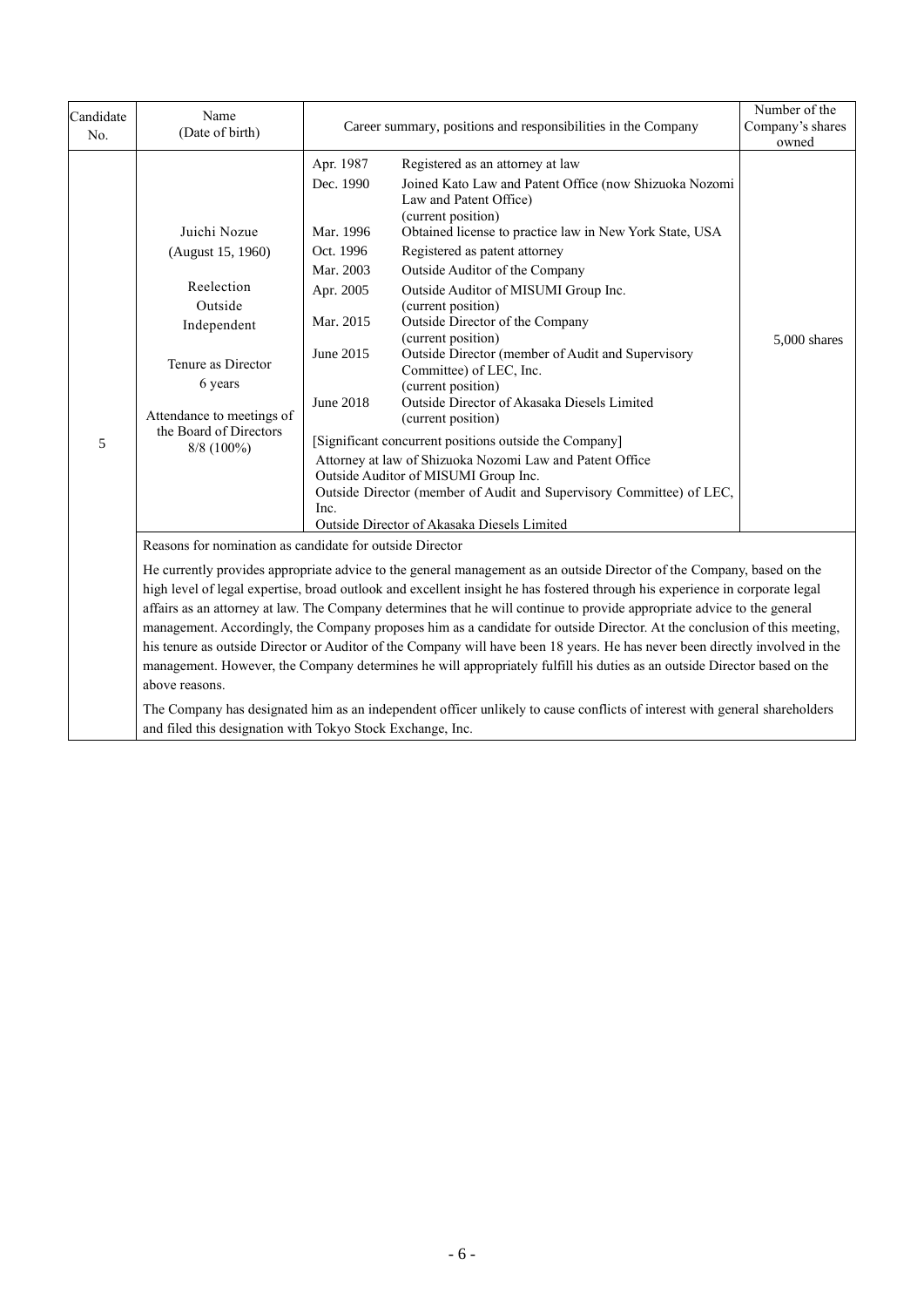| Candidate No. | Name (Date of birth) | Career summary, positions and responsibilities in the Company | Number of the Company's shares owned |
|---|---|---|---|
| 5 | Juichi Nozue<br>(August 15, 1960)<br><br>Reelection<br>Outside<br>Independent<br><br>Tenure as Director<br>6 years<br><br>Attendance to meetings of the Board of Directors<br>8/8 (100%) | Apr. 1987 Registered as an attorney at law<br>Dec. 1990 Joined Kato Law and Patent Office (now Shizuoka Nozomi Law and Patent Office) (current position)<br>Mar. 1996 Obtained license to practice law in New York State, USA<br>Oct. 1996 Registered as patent attorney<br>Mar. 2003 Outside Auditor of the Company<br>Apr. 2005 Outside Auditor of MISUMI Group Inc. (current position)<br>Mar. 2015 Outside Director of the Company (current position)<br>June 2015 Outside Director (member of Audit and Supervisory Committee) of LEC, Inc. (current position)<br>June 2018 Outside Director of Akasaka Diesels Limited (current position)<br><br>[Significant concurrent positions outside the Company]<br>Attorney at law of Shizuoka Nozomi Law and Patent Office<br>Outside Auditor of MISUMI Group Inc.<br>Outside Director (member of Audit and Supervisory Committee) of LEC, Inc.<br>Outside Director of Akasaka Diesels Limited | 5,000 shares |
| | Reasons for nomination as candidate for outside Director<br><br>He currently provides appropriate advice to the general management as an outside Director of the Company, based on the high level of legal expertise, broad outlook and excellent insight he has fostered through his experience in corporate legal affairs as an attorney at law. The Company determines that he will continue to provide appropriate advice to the general management. Accordingly, the Company proposes him as a candidate for outside Director. At the conclusion of this meeting, his tenure as outside Director or Auditor of the Company will have been 18 years. He has never been directly involved in the management. However, the Company determines he will appropriately fulfill his duties as an outside Director based on the above reasons.<br><br>The Company has designated him as an independent officer unlikely to cause conflicts of interest with general shareholders and filed this designation with Tokyo Stock Exchange, Inc. | | |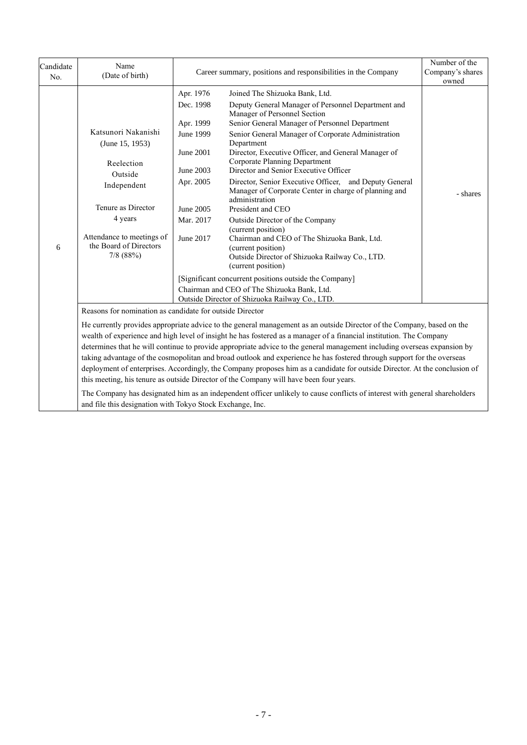| Candidate No. | Name (Date of birth) | Career summary, positions and responsibilities in the Company | | Number of the Company's shares owned |
|---|---|---|---|---|
| 6 | Katsunori Nakanishi (June 15, 1953)<br><br>Reelection<br>Outside<br>Independent<br><br>Tenure as Director<br>4 years<br><br>Attendance to meetings of the Board of Directors<br>7/8 (88%) | Apr. 1976 | Joined The Shizuoka Bank, Ltd. | - shares |
| | | Dec. 1998 | Deputy General Manager of Personnel Department and Manager of Personnel Section | |
| | | Apr. 1999 | Senior General Manager of Personnel Department | |
| | | June 1999 | Senior General Manager of Corporate Administration Department | |
| | | June 2001 | Director, Executive Officer, and General Manager of Corporate Planning Department | |
| | | June 2003 | Director and Senior Executive Officer | |
| | | Apr. 2005 | Director, Senior Executive Officer, and Deputy General Manager of Corporate Center in charge of planning and administration | |
| | | June 2005 | President and CEO | |
| | | Mar. 2017 | Outside Director of the Company (current position) | |
| | | June 2017 | Chairman and CEO of The Shizuoka Bank, Ltd. (current position)<br>Outside Director of Shizuoka Railway Co., LTD. (current position) | |
| | | [Significant concurrent positions outside the Company]<br>Chairman and CEO of The Shizuoka Bank, Ltd.<br>Outside Director of Shizuoka Railway Co., LTD. | | |

Reasons for nomination as candidate for outside Director

He currently provides appropriate advice to the general management as an outside Director of the Company, based on the wealth of experience and high level of insight he has fostered as a manager of a financial institution. The Company determines that he will continue to provide appropriate advice to the general management including overseas expansion by taking advantage of the cosmopolitan and broad outlook and experience he has fostered through support for the overseas deployment of enterprises. Accordingly, the Company proposes him as a candidate for outside Director. At the conclusion of this meeting, his tenure as outside Director of the Company will have been four years.

The Company has designated him as an independent officer unlikely to cause conflicts of interest with general shareholders and file this designation with Tokyo Stock Exchange, Inc.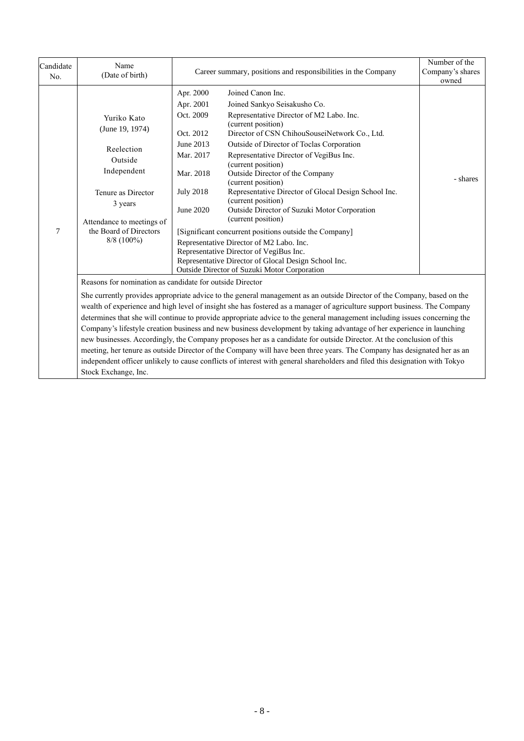| Candidate No. | Name (Date of birth) | Career summary, positions and responsibilities in the Company | Number of the Company's shares owned |
|---|---|---|---|
| 7 | Yuriko Kato (June 19, 1974)<br><br>Reelection<br>Outside<br>Independent<br><br>Tenure as Director<br>3 years<br><br>Attendance to meetings of the Board of Directors<br>8/8 (100%) | Apr. 2000 Joined Canon Inc.<br>Apr. 2001 Joined Sankyo Seisakusho Co.<br>Oct. 2009 Representative Director of M2 Labo. Inc. (current position)<br>Oct. 2012 Director of CSN ChihouSouseiNetwork Co., Ltd.<br>June 2013 Outside of Director of Toclas Corporation<br>Mar. 2017 Representative Director of VegiBus Inc. (current position)<br>Mar. 2018 Outside Director of the Company (current position)<br>July 2018 Representative Director of Glocal Design School Inc. (current position)<br>June 2020 Outside Director of Suzuki Motor Corporation (current position)<br><br>[Significant concurrent positions outside the Company]<br>Representative Director of M2 Labo. Inc.<br>Representative Director of VegiBus Inc.<br>Representative Director of Glocal Design School Inc.<br>Outside Director of Suzuki Motor Corporation | - shares |
| | Reasons for nomination as candidate for outside Director<br><br>She currently provides appropriate advice to the general management as an outside Director of the Company, based on the wealth of experience and high level of insight she has fostered as a manager of agriculture support business. The Company determines that she will continue to provide appropriate advice to the general management including issues concerning the Company's lifestyle creation business and new business development by taking advantage of her experience in launching new businesses. Accordingly, the Company proposes her as a candidate for outside Director. At the conclusion of this meeting, her tenure as outside Director of the Company will have been three years. The Company has designated her as an independent officer unlikely to cause conflicts of interest with general shareholders and filed this designation with Tokyo Stock Exchange, Inc. | | |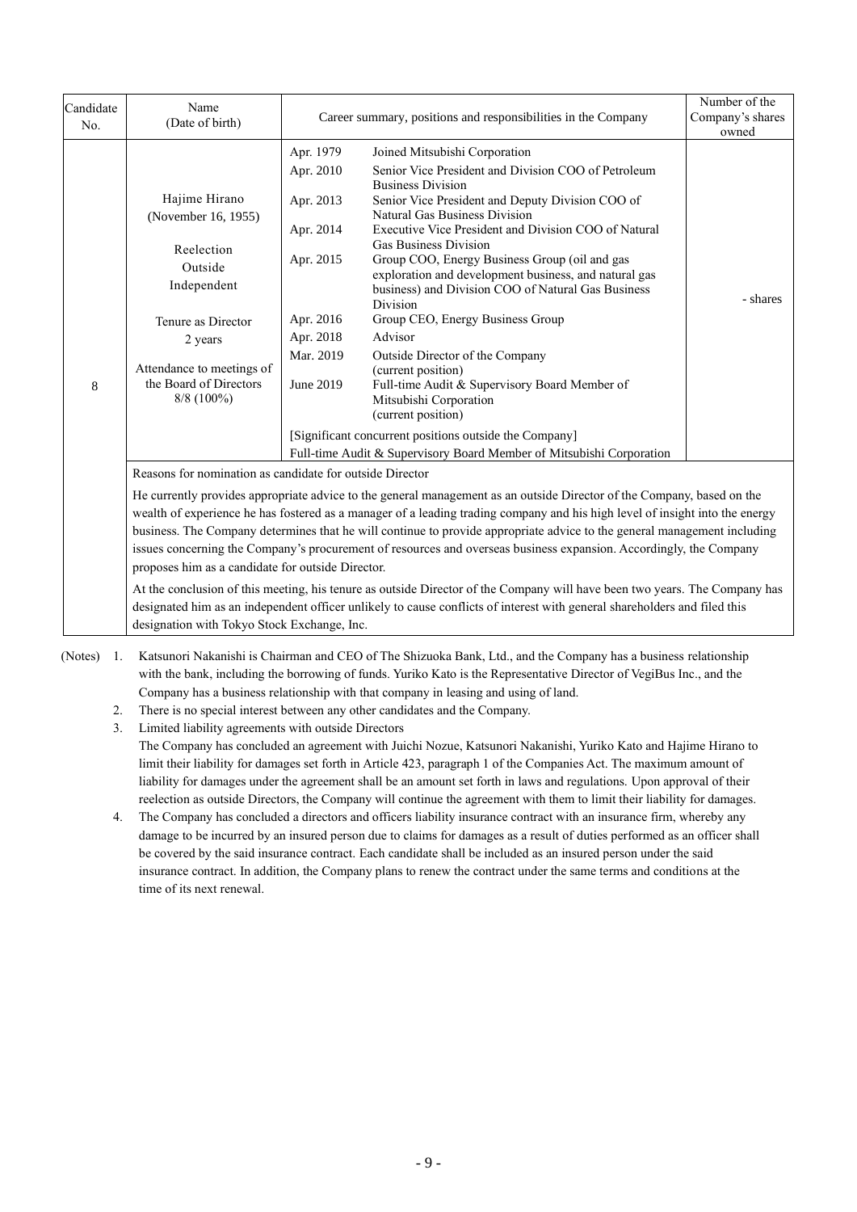| Candidate No. | Name (Date of birth) | Career summary, positions and responsibilities in the Company | | Number of the Company's shares owned |
|---|---|---|---|---|
| 8 | Hajime Hirano (November 16, 1955)<br><br>Reelection<br>Outside<br>Independent<br><br>Tenure as Director<br>2 years<br><br>Attendance to meetings of the Board of Directors<br>8/8 (100%) | Apr. 1979 | Joined Mitsubishi Corporation | - shares |
| | | Apr. 2010 | Senior Vice President and Division COO of Petroleum Business Division | |
| | | Apr. 2013 | Senior Vice President and Deputy Division COO of Natural Gas Business Division | |
| | | Apr. 2014 | Executive Vice President and Division COO of Natural Gas Business Division | |
| | | Apr. 2015 | Group COO, Energy Business Group (oil and gas exploration and development business, and natural gas business) and Division COO of Natural Gas Business Division | |
| | | Apr. 2016 | Group CEO, Energy Business Group | |
| | | Apr. 2018 | Advisor | |
| | | Mar. 2019 | Outside Director of the Company (current position) | |
| | | June 2019 | Full-time Audit & Supervisory Board Member of Mitsubishi Corporation (current position) | |
| | | [Significant concurrent positions outside the Company]<br>Full-time Audit & Supervisory Board Member of Mitsubishi Corporation | | |
| | Reasons for nomination as candidate for outside Director<br><br>He currently provides appropriate advice to the general management as an outside Director of the Company, based on the wealth of experience he has fostered as a manager of a leading trading company and his high level of insight into the energy business. The Company determines that he will continue to provide appropriate advice to the general management including issues concerning the Company's procurement of resources and overseas business expansion. Accordingly, the Company proposes him as a candidate for outside Director.<br><br>At the conclusion of this meeting, his tenure as outside Director of the Company will have been two years. The Company has designated him as an independent officer unlikely to cause conflicts of interest with general shareholders and filed this designation with Tokyo Stock Exchange, Inc. | | | |

(Notes)

1. Katsunori Nakanishi is Chairman and CEO of The Shizuoka Bank, Ltd., and the Company has a business relationship with the bank, including the borrowing of funds. Yuriko Kato is the Representative Director of VegiBus Inc., and the Company has a business relationship with that company in leasing and using of land.
2. There is no special interest between any other candidates and the Company.
3. Limited liability agreements with outside Directors
   The Company has concluded an agreement with Juichi Nozue, Katsunori Nakanishi, Yuriko Kato and Hajime Hirano to limit their liability for damages set forth in Article 423, paragraph 1 of the Companies Act. The maximum amount of liability for damages under the agreement shall be an amount set forth in laws and regulations. Upon approval of their reelection as outside Directors, the Company will continue the agreement with them to limit their liability for damages.
4. The Company has concluded a directors and officers liability insurance contract with an insurance firm, whereby any damage to be incurred by an insured person due to claims for damages as a result of duties performed as an officer shall be covered by the said insurance contract. Each candidate shall be included as an insured person under the said insurance contract. In addition, the Company plans to renew the contract under the same terms and conditions at the time of its next renewal.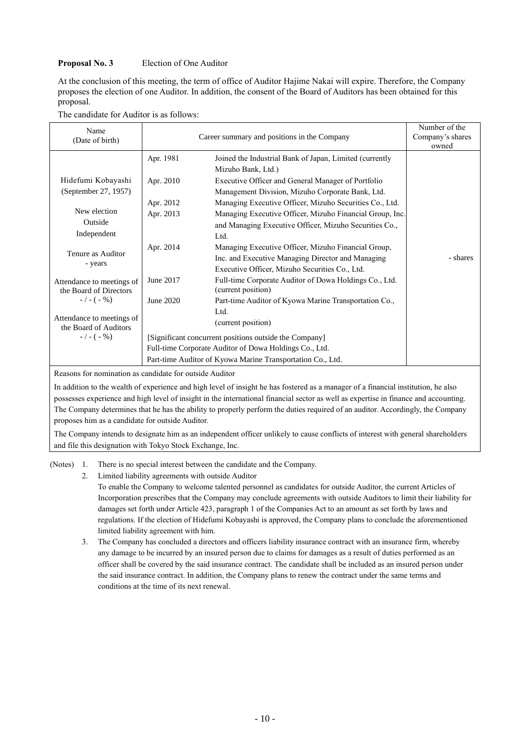**Proposal No. 3** Election of One Auditor

At the conclusion of this meeting, the term of office of Auditor Hajime Nakai will expire. Therefore, the Company proposes the election of one Auditor. In addition, the consent of the Board of Auditors has been obtained for this proposal.

The candidate for Auditor is as follows:

| Name (Date of birth) | Career summary and positions in the Company | | Number of the Company's shares owned |
|---|---|---|---|
| Hidefumi Kobayashi (September 27, 1957)<br><br>New election<br>Outside<br>Independent<br><br>Tenure as Auditor<br>- years<br><br>Attendance to meetings of the Board of Directors<br>- / - ( - %)<br><br>Attendance to meetings of the Board of Auditors<br>- / - ( - %) | Apr. 1981 | Joined the Industrial Bank of Japan, Limited (currently Mizuho Bank, Ltd.) | - shares |
| | Apr. 2010 | Executive Officer and General Manager of Portfolio Management Division, Mizuho Corporate Bank, Ltd. | |
| | Apr. 2012 | Managing Executive Officer, Mizuho Securities Co., Ltd. | |
| | Apr. 2013 | Managing Executive Officer, Mizuho Financial Group, Inc. and Managing Executive Officer, Mizuho Securities Co., Ltd. | |
| | Apr. 2014 | Managing Executive Officer, Mizuho Financial Group, Inc. and Executive Managing Director and Managing Executive Officer, Mizuho Securities Co., Ltd. | |
| | June 2017 | Full-time Corporate Auditor of Dowa Holdings Co., Ltd. (current position) | |
| | June 2020 | Part-time Auditor of Kyowa Marine Transportation Co., Ltd. (current position) | |
| | [Significant concurrent positions outside the Company]<br>Full-time Corporate Auditor of Dowa Holdings Co., Ltd.<br>Part-time Auditor of Kyowa Marine Transportation Co., Ltd. | | |

Reasons for nomination as candidate for outside Auditor

In addition to the wealth of experience and high level of insight he has fostered as a manager of a financial institution, he also possesses experience and high level of insight in the international financial sector as well as expertise in finance and accounting. The Company determines that he has the ability to properly perform the duties required of an auditor. Accordingly, the Company proposes him as a candidate for outside Auditor.

The Company intends to designate him as an independent officer unlikely to cause conflicts of interest with general shareholders and file this designation with Tokyo Stock Exchange, Inc.

(Notes)
1. There is no special interest between the candidate and the Company.
2. Limited liability agreements with outside Auditor
   To enable the Company to welcome talented personnel as candidates for outside Auditor, the current Articles of Incorporation prescribes that the Company may conclude agreements with outside Auditors to limit their liability for damages set forth under Article 423, paragraph 1 of the Companies Act to an amount as set forth by laws and regulations. If the election of Hidefumi Kobayashi is approved, the Company plans to conclude the aforementioned limited liability agreement with him.
3. The Company has concluded a directors and officers liability insurance contract with an insurance firm, whereby any damage to be incurred by an insured person due to claims for damages as a result of duties performed as an officer shall be covered by the said insurance contract. The candidate shall be included as an insured person under the said insurance contract. In addition, the Company plans to renew the contract under the same terms and conditions at the time of its next renewal.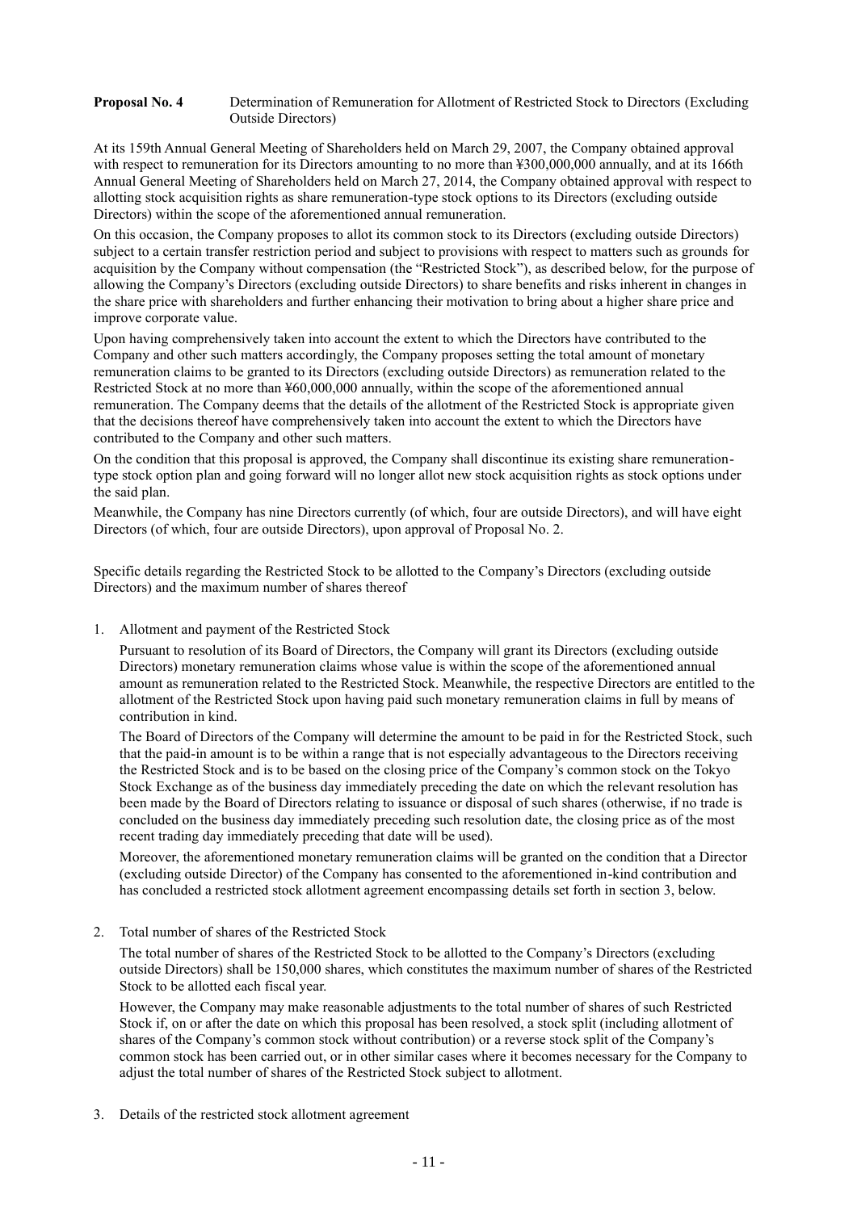**Proposal No. 4** Determination of Remuneration for Allotment of Restricted Stock to Directors (Excluding Outside Directors)

At its 159th Annual General Meeting of Shareholders held on March 29, 2007, the Company obtained approval with respect to remuneration for its Directors amounting to no more than ¥300,000,000 annually, and at its 166th Annual General Meeting of Shareholders held on March 27, 2014, the Company obtained approval with respect to allotting stock acquisition rights as share remuneration-type stock options to its Directors (excluding outside Directors) within the scope of the aforementioned annual remuneration.

On this occasion, the Company proposes to allot its common stock to its Directors (excluding outside Directors) subject to a certain transfer restriction period and subject to provisions with respect to matters such as grounds for acquisition by the Company without compensation (the "Restricted Stock"), as described below, for the purpose of allowing the Company's Directors (excluding outside Directors) to share benefits and risks inherent in changes in the share price with shareholders and further enhancing their motivation to bring about a higher share price and improve corporate value.

Upon having comprehensively taken into account the extent to which the Directors have contributed to the Company and other such matters accordingly, the Company proposes setting the total amount of monetary remuneration claims to be granted to its Directors (excluding outside Directors) as remuneration related to the Restricted Stock at no more than ¥60,000,000 annually, within the scope of the aforementioned annual remuneration. The Company deems that the details of the allotment of the Restricted Stock is appropriate given that the decisions thereof have comprehensively taken into account the extent to which the Directors have contributed to the Company and other such matters.

On the condition that this proposal is approved, the Company shall discontinue its existing share remuneration-type stock option plan and going forward will no longer allot new stock acquisition rights as stock options under the said plan.

Meanwhile, the Company has nine Directors currently (of which, four are outside Directors), and will have eight Directors (of which, four are outside Directors), upon approval of Proposal No. 2.

Specific details regarding the Restricted Stock to be allotted to the Company's Directors (excluding outside Directors) and the maximum number of shares thereof

1. Allotment and payment of the Restricted Stock

   Pursuant to resolution of its Board of Directors, the Company will grant its Directors (excluding outside Directors) monetary remuneration claims whose value is within the scope of the aforementioned annual amount as remuneration related to the Restricted Stock. Meanwhile, the respective Directors are entitled to the allotment of the Restricted Stock upon having paid such monetary remuneration claims in full by means of contribution in kind.

   The Board of Directors of the Company will determine the amount to be paid in for the Restricted Stock, such that the paid-in amount is to be within a range that is not especially advantageous to the Directors receiving the Restricted Stock and is to be based on the closing price of the Company's common stock on the Tokyo Stock Exchange as of the business day immediately preceding the date on which the relevant resolution has been made by the Board of Directors relating to issuance or disposal of such shares (otherwise, if no trade is concluded on the business day immediately preceding such resolution date, the closing price as of the most recent trading day immediately preceding that date will be used).

   Moreover, the aforementioned monetary remuneration claims will be granted on the condition that a Director (excluding outside Director) of the Company has consented to the aforementioned in-kind contribution and has concluded a restricted stock allotment agreement encompassing details set forth in section 3, below.

2. Total number of shares of the Restricted Stock

   The total number of shares of the Restricted Stock to be allotted to the Company's Directors (excluding outside Directors) shall be 150,000 shares, which constitutes the maximum number of shares of the Restricted Stock to be allotted each fiscal year.

   However, the Company may make reasonable adjustments to the total number of shares of such Restricted Stock if, on or after the date on which this proposal has been resolved, a stock split (including allotment of shares of the Company's common stock without contribution) or a reverse stock split of the Company's common stock has been carried out, or in other similar cases where it becomes necessary for the Company to adjust the total number of shares of the Restricted Stock subject to allotment.

3. Details of the restricted stock allotment agreement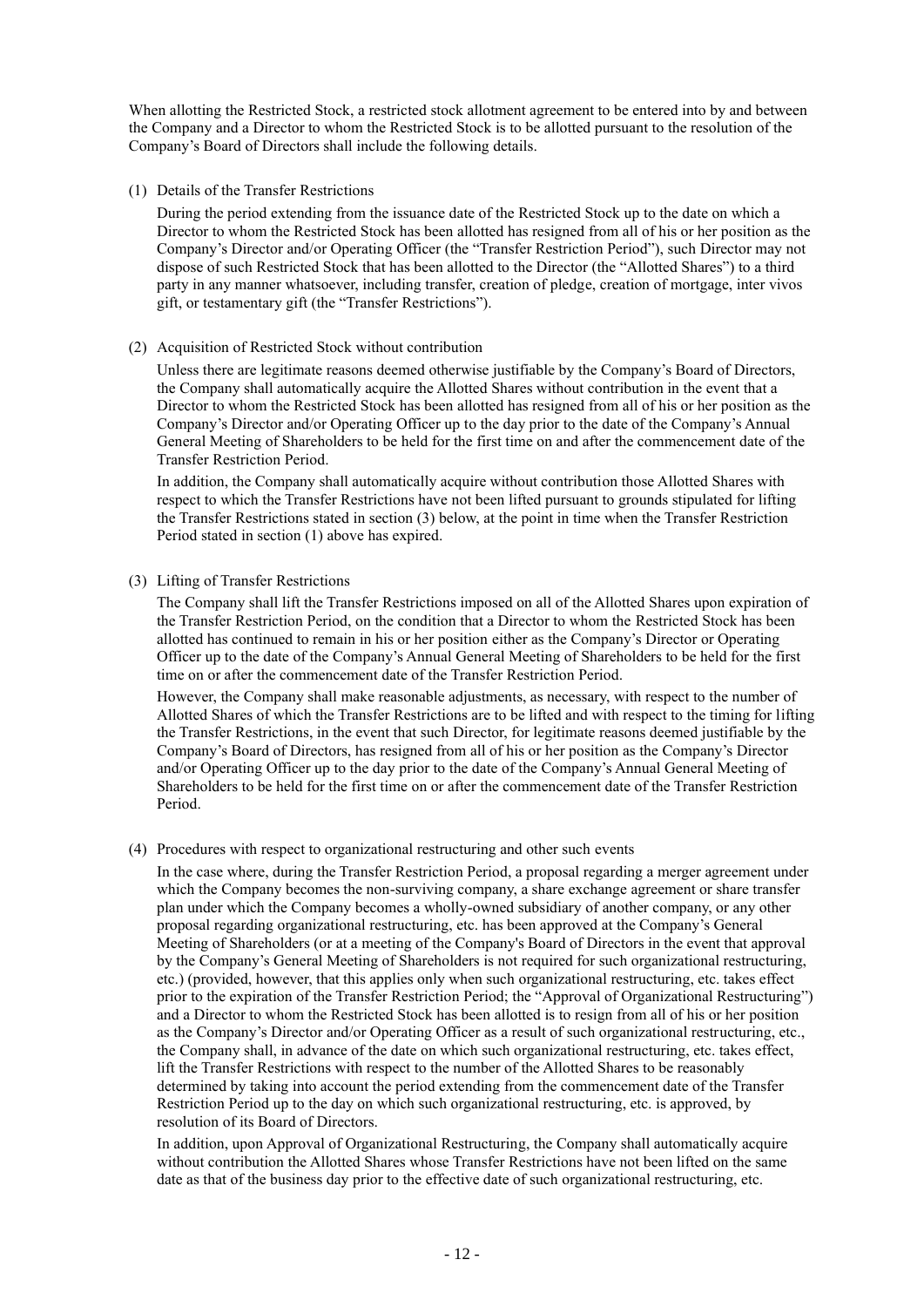When allotting the Restricted Stock, a restricted stock allotment agreement to be entered into by and between the Company and a Director to whom the Restricted Stock is to be allotted pursuant to the resolution of the Company's Board of Directors shall include the following details.

(1) Details of the Transfer Restrictions

During the period extending from the issuance date of the Restricted Stock up to the date on which a Director to whom the Restricted Stock has been allotted has resigned from all of his or her position as the Company's Director and/or Operating Officer (the "Transfer Restriction Period"), such Director may not dispose of such Restricted Stock that has been allotted to the Director (the "Allotted Shares") to a third party in any manner whatsoever, including transfer, creation of pledge, creation of mortgage, inter vivos gift, or testamentary gift (the "Transfer Restrictions").

(2) Acquisition of Restricted Stock without contribution

Unless there are legitimate reasons deemed otherwise justifiable by the Company's Board of Directors, the Company shall automatically acquire the Allotted Shares without contribution in the event that a Director to whom the Restricted Stock has been allotted has resigned from all of his or her position as the Company's Director and/or Operating Officer up to the day prior to the date of the Company's Annual General Meeting of Shareholders to be held for the first time on and after the commencement date of the Transfer Restriction Period.

In addition, the Company shall automatically acquire without contribution those Allotted Shares with respect to which the Transfer Restrictions have not been lifted pursuant to grounds stipulated for lifting the Transfer Restrictions stated in section (3) below, at the point in time when the Transfer Restriction Period stated in section (1) above has expired.

(3) Lifting of Transfer Restrictions

The Company shall lift the Transfer Restrictions imposed on all of the Allotted Shares upon expiration of the Transfer Restriction Period, on the condition that a Director to whom the Restricted Stock has been allotted has continued to remain in his or her position either as the Company's Director or Operating Officer up to the date of the Company's Annual General Meeting of Shareholders to be held for the first time on or after the commencement date of the Transfer Restriction Period.

However, the Company shall make reasonable adjustments, as necessary, with respect to the number of Allotted Shares of which the Transfer Restrictions are to be lifted and with respect to the timing for lifting the Transfer Restrictions, in the event that such Director, for legitimate reasons deemed justifiable by the Company's Board of Directors, has resigned from all of his or her position as the Company's Director and/or Operating Officer up to the day prior to the date of the Company's Annual General Meeting of Shareholders to be held for the first time on or after the commencement date of the Transfer Restriction Period.

(4) Procedures with respect to organizational restructuring and other such events

In the case where, during the Transfer Restriction Period, a proposal regarding a merger agreement under which the Company becomes the non-surviving company, a share exchange agreement or share transfer plan under which the Company becomes a wholly-owned subsidiary of another company, or any other proposal regarding organizational restructuring, etc. has been approved at the Company's General Meeting of Shareholders (or at a meeting of the Company's Board of Directors in the event that approval by the Company's General Meeting of Shareholders is not required for such organizational restructuring, etc.) (provided, however, that this applies only when such organizational restructuring, etc. takes effect prior to the expiration of the Transfer Restriction Period; the "Approval of Organizational Restructuring") and a Director to whom the Restricted Stock has been allotted is to resign from all of his or her position as the Company's Director and/or Operating Officer as a result of such organizational restructuring, etc., the Company shall, in advance of the date on which such organizational restructuring, etc. takes effect, lift the Transfer Restrictions with respect to the number of the Allotted Shares to be reasonably determined by taking into account the period extending from the commencement date of the Transfer Restriction Period up to the day on which such organizational restructuring, etc. is approved, by resolution of its Board of Directors.

In addition, upon Approval of Organizational Restructuring, the Company shall automatically acquire without contribution the Allotted Shares whose Transfer Restrictions have not been lifted on the same date as that of the business day prior to the effective date of such organizational restructuring, etc.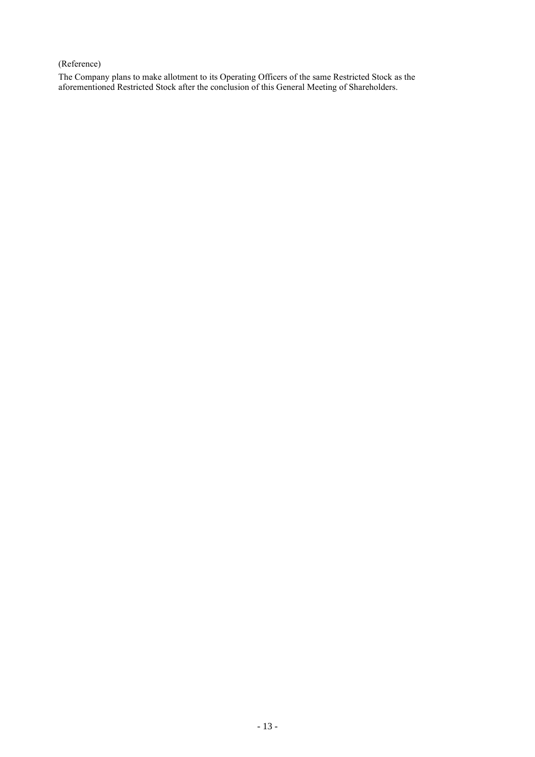(Reference)

The Company plans to make allotment to its Operating Officers of the same Restricted Stock as the aforementioned Restricted Stock after the conclusion of this General Meeting of Shareholders.